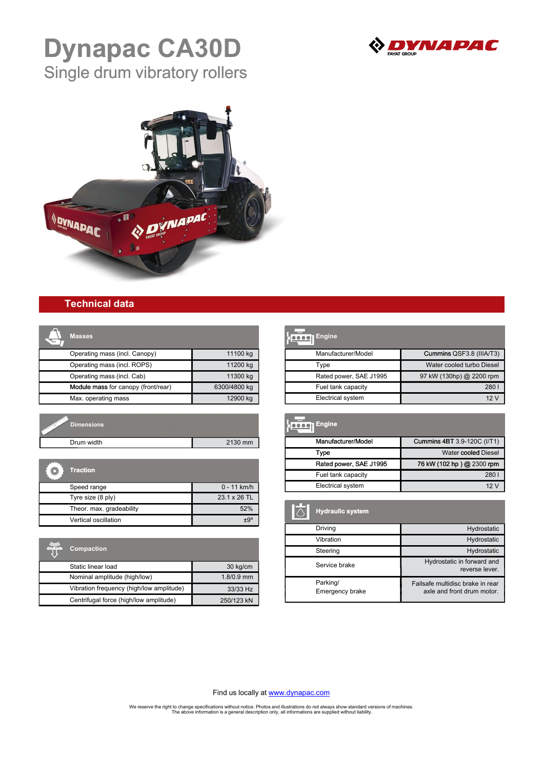# Dynapac CA30D

## Single drum vibratory rollers

## Technical data

### Masses

| Masses | |
|---|---|
| Operating mass (incl. Canopy) | 11100 kg |
| Operating mass (incl. ROPS) | 11200 kg |
| Operating mass (incl. Cab) | 11300 kg |
| Module mass for canopy (front/rear) | 6300/4800 kg |
| Max. operating mass | 12900 kg |

### Dimensions

| Dimensions | |
|---|---|
| Drum width | 2130 mm |

### Traction

| Traction | |
|---|---|
| Speed range | 0 - 11 km/h |
| Tyre size (8 ply) | 23.1 x 26 TL |
| Theor. max. gradeability | 52% |
| Vertical oscillation | ±9º |

### Compaction

| Compaction | |
|---|---|
| Static linear load | 30 kg/cm |
| Nominal amplitude (high/low) | 1.8/0.9 mm |
| Vibration frequency (high/low amplitude) | 33/33 Hz |
| Centrifugal force (high/low amplitude) | 250/123 kN |

### Engine

| Engine | |
|---|---|
| Manufacturer/Model | Cummins QSF3.8 (IIIA/T3) |
| Type | Water cooled turbo Diesel |
| Rated power, SAE J1995 | 97 kW (130hp) @ 2200 rpm |
| Fuel tank capacity | 280 l |
| Electrical system | 12 V |

### Engine

| Engine | |
|---|---|
| Manufacturer/Model | Cummins 4BT 3.9-120C (I/T1) |
| Type | Water cooled Diesel |
| Rated power, SAE J1995 | 76 kW (102 hp ) @ 2300 rpm |
| Fuel tank capacity | 280 l |
| Electrical system | 12 V |

### Hydraulic system

| Hydraulic system | |
|---|---|
| Driving | Hydrostatic |
| Vibration | Hydrostatic |
| Steering | Hydrostatic |
| Service brake | Hydrostatic in forward and reverse lever. |
| Parking/ Emergency brake | Failsafe multidisc brake in rear axle and front drum motor. |

Find us locally at www.dynapac.com

We reserve the right to change specifications without notice. Photos and illustrations do not always show standard versions of machines. The above information is a general description only, all informations are supplied without liability.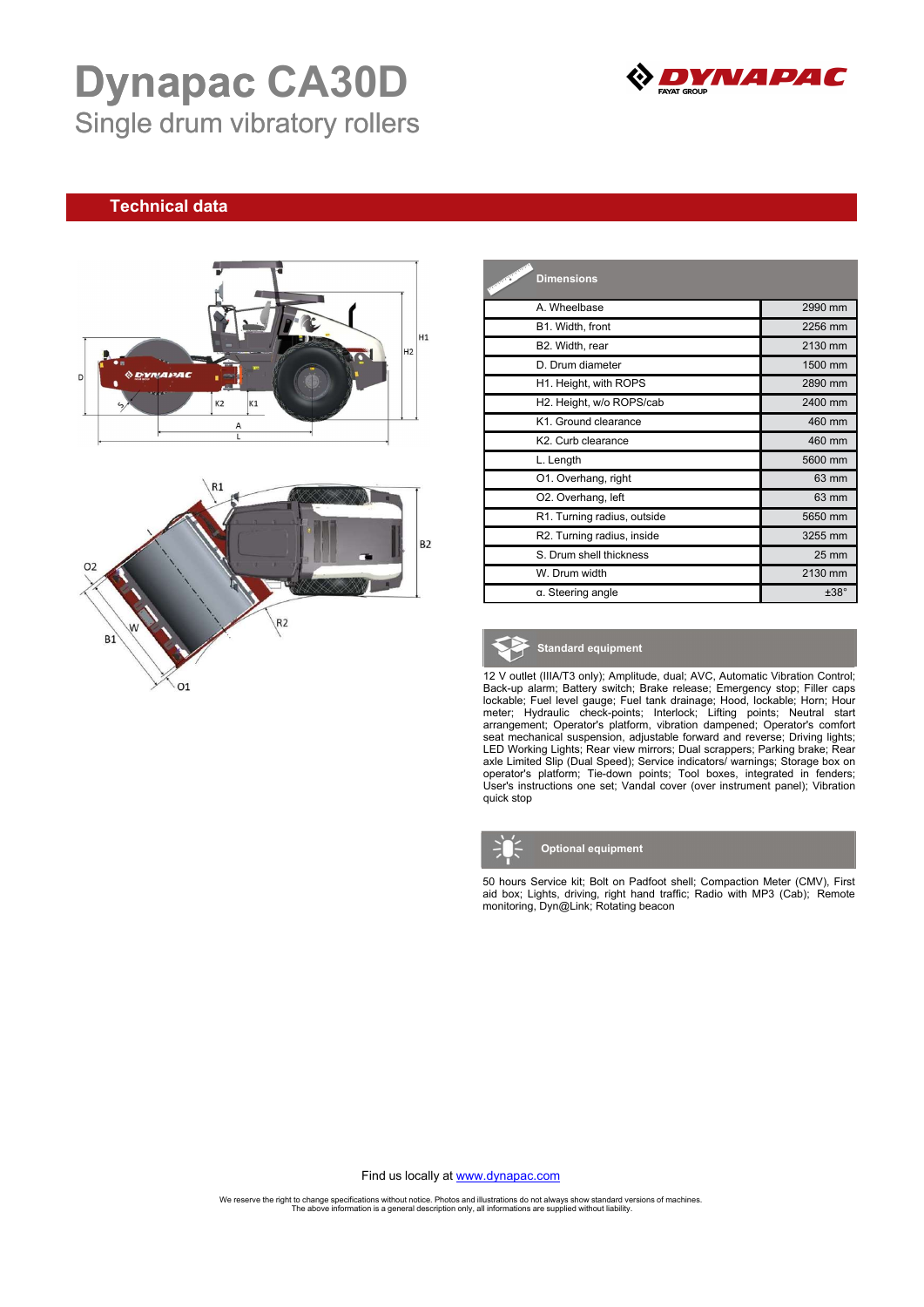# Dynapac CA30D

## Single drum vibratory rollers

## Technical data

| Dimensions | |
|---|---|
| A. Wheelbase | 2990 mm |
| B1. Width, front | 2256 mm |
| B2. Width, rear | 2130 mm |
| D. Drum diameter | 1500 mm |
| H1. Height, with ROPS | 2890 mm |
| H2. Height, w/o ROPS/cab | 2400 mm |
| K1. Ground clearance | 460 mm |
| K2. Curb clearance | 460 mm |
| L. Length | 5600 mm |
| O1. Overhang, right | 63 mm |
| O2. Overhang, left | 63 mm |
| R1. Turning radius, outside | 5650 mm |
| R2. Turning radius, inside | 3255 mm |
| S. Drum shell thickness | 25 mm |
| W. Drum width | 2130 mm |
| α. Steering angle | ±38° |

### Standard equipment

12 V outlet (IIIA/T3 only); Amplitude, dual; AVC, Automatic Vibration Control; Back-up alarm; Battery switch; Brake release; Emergency stop; Filler caps lockable; Fuel level gauge; Fuel tank drainage; Hood, lockable; Horn; Hour meter; Hydraulic check-points; Interlock; Lifting points; Neutral start arrangement; Operator's platform, vibration dampened; Operator's comfort seat mechanical suspension, adjustable forward and reverse; Driving lights; LED Working Lights; Rear view mirrors; Dual scrappers; Parking brake; Rear axle Limited Slip (Dual Speed); Service indicators/ warnings; Storage box on operator's platform; Tie-down points; Tool boxes, integrated in fenders; User's instructions one set; Vandal cover (over instrument panel); Vibration quick stop

### Optional equipment

50 hours Service kit; Bolt on Padfoot shell; Compaction Meter (CMV), First aid box; Lights, driving, right hand traffic; Radio with MP3 (Cab); Remote monitoring, Dyn@Link; Rotating beacon

Find us locally at www.dynapac.com

We reserve the right to change specifications without notice. Photos and illustrations do not always show standard versions of machines.
The above information is a general description only, all informations are supplied without liability.